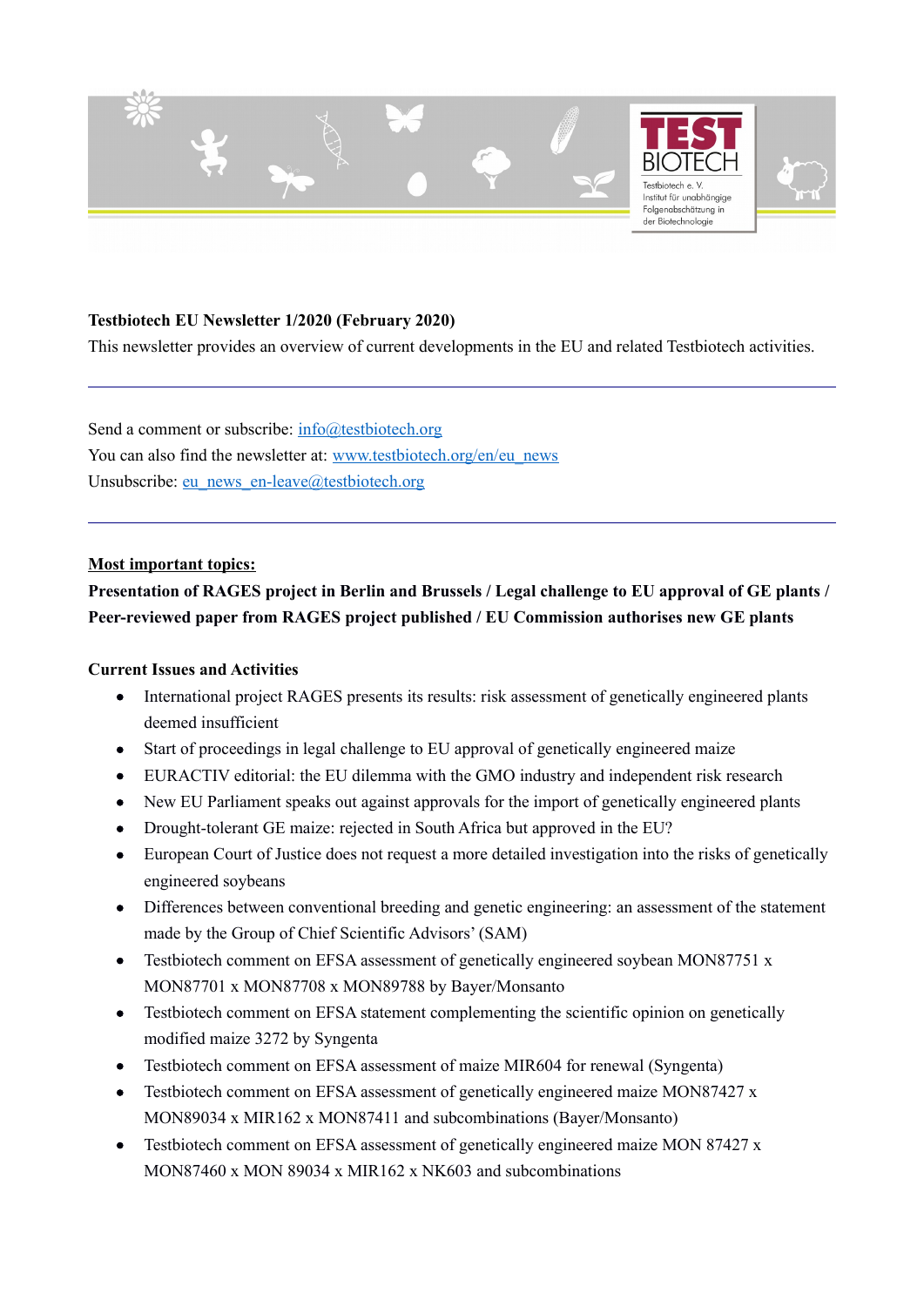**Testbiotech EU Newsletter 1/2020 (February 2020)**

This newsletter provides an overview of current developments in the EU and related Testbiotech activities.

---

Send a comment or subscribe: info@testbiotech.org

You can also find the newsletter at: www.testbiotech.org/en/eu_news

Unsubscribe: eu_news_en-leave@testbiotech.org

---

**Most important topics:**

**Presentation of RAGES project in Berlin and Brussels / Legal challenge to EU approval of GE plants / Peer-reviewed paper from RAGES project published / EU Commission authorises new GE plants**

**Current Issues and Activities**

- International project RAGES presents its results: risk assessment of genetically engineered plants deemed insufficient
- Start of proceedings in legal challenge to EU approval of genetically engineered maize
- EURACTIV editorial: the EU dilemma with the GMO industry and independent risk research
- New EU Parliament speaks out against approvals for the import of genetically engineered plants
- Drought-tolerant GE maize: rejected in South Africa but approved in the EU?
- European Court of Justice does not request a more detailed investigation into the risks of genetically engineered soybeans
- Differences between conventional breeding and genetic engineering: an assessment of the statement made by the Group of Chief Scientific Advisors' (SAM)
- Testbiotech comment on EFSA assessment of genetically engineered soybean MON87751 x MON87701 x MON87708 x MON89788 by Bayer/Monsanto
- Testbiotech comment on EFSA statement complementing the scientific opinion on genetically modified maize 3272 by Syngenta
- Testbiotech comment on EFSA assessment of maize MIR604 for renewal (Syngenta)
- Testbiotech comment on EFSA assessment of genetically engineered maize MON87427 x MON89034 x MIR162 x MON87411 and subcombinations (Bayer/Monsanto)
- Testbiotech comment on EFSA assessment of genetically engineered maize MON 87427 x MON87460 x MON 89034 x MIR162 x NK603 and subcombinations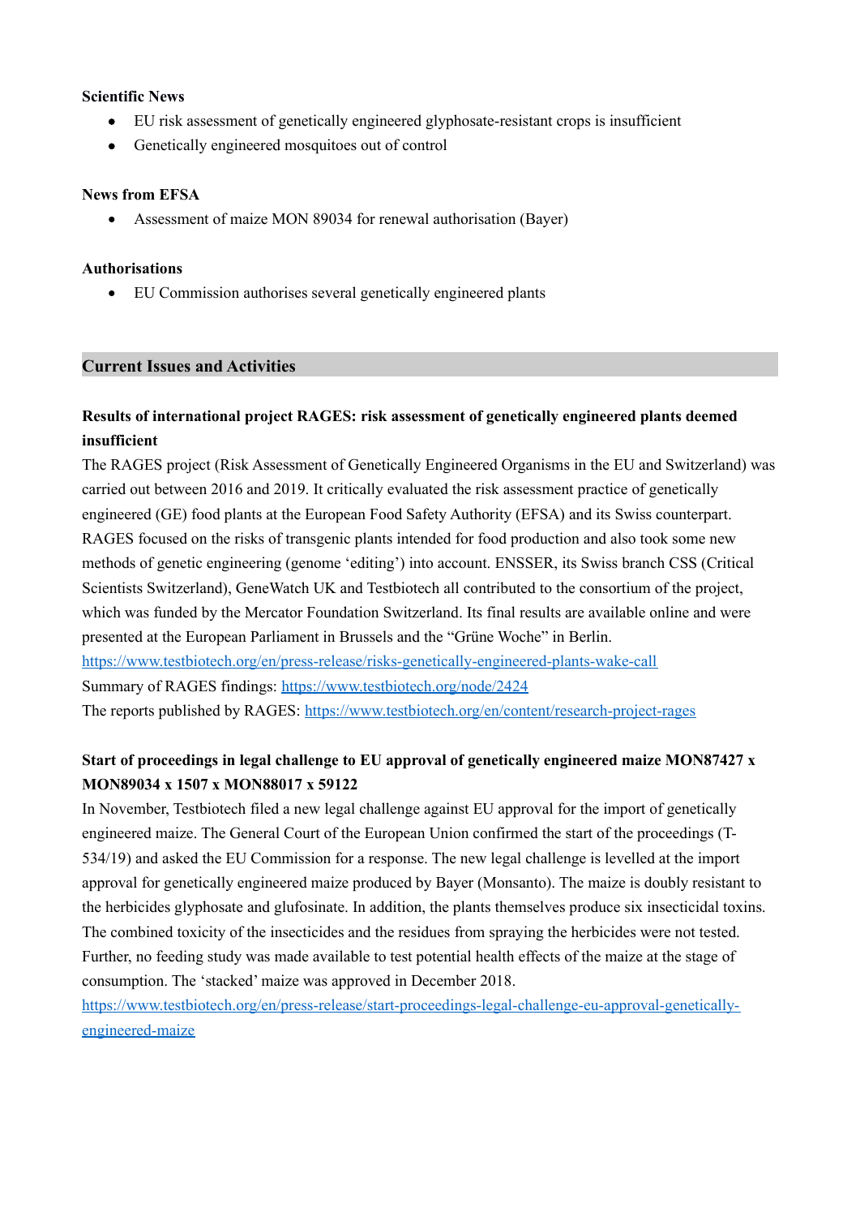**Scientific News**

- EU risk assessment of genetically engineered glyphosate-resistant crops is insufficient
- Genetically engineered mosquitoes out of control

**News from EFSA**

- Assessment of maize MON 89034 for renewal authorisation (Bayer)

**Authorisations**

- EU Commission authorises several genetically engineered plants

## Current Issues and Activities

**Results of international project RAGES: risk assessment of genetically engineered plants deemed insufficient**

The RAGES project (Risk Assessment of Genetically Engineered Organisms in the EU and Switzerland) was carried out between 2016 and 2019. It critically evaluated the risk assessment practice of genetically engineered (GE) food plants at the European Food Safety Authority (EFSA) and its Swiss counterpart. RAGES focused on the risks of transgenic plants intended for food production and also took some new methods of genetic engineering (genome 'editing') into account. ENSSER, its Swiss branch CSS (Critical Scientists Switzerland), GeneWatch UK and Testbiotech all contributed to the consortium of the project, which was funded by the Mercator Foundation Switzerland. Its final results are available online and were presented at the European Parliament in Brussels and the "Grüne Woche" in Berlin.
https://www.testbiotech.org/en/press-release/risks-genetically-engineered-plants-wake-call
Summary of RAGES findings: https://www.testbiotech.org/node/2424
The reports published by RAGES: https://www.testbiotech.org/en/content/research-project-rages

**Start of proceedings in legal challenge to EU approval of genetically engineered maize MON87427 x MON89034 x 1507 x MON88017 x 59122**

In November, Testbiotech filed a new legal challenge against EU approval for the import of genetically engineered maize. The General Court of the European Union confirmed the start of the proceedings (T-534/19) and asked the EU Commission for a response. The new legal challenge is levelled at the import approval for genetically engineered maize produced by Bayer (Monsanto). The maize is doubly resistant to the herbicides glyphosate and glufosinate. In addition, the plants themselves produce six insecticidal toxins. The combined toxicity of the insecticides and the residues from spraying the herbicides were not tested. Further, no feeding study was made available to test potential health effects of the maize at the stage of consumption. The 'stacked' maize was approved in December 2018.
https://www.testbiotech.org/en/press-release/start-proceedings-legal-challenge-eu-approval-genetically-engineered-maize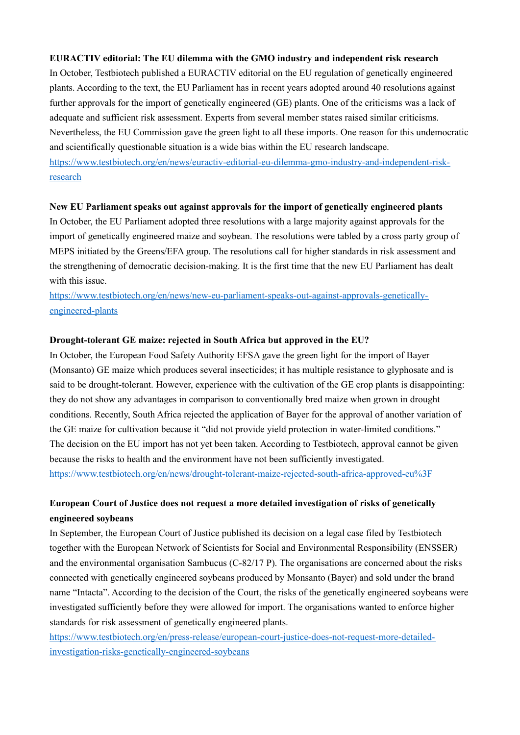**EURACTIV editorial: The EU dilemma with the GMO industry and independent risk research**

In October, Testbiotech published a EURACTIV editorial on the EU regulation of genetically engineered plants. According to the text, the EU Parliament has in recent years adopted around 40 resolutions against further approvals for the import of genetically engineered (GE) plants. One of the criticisms was a lack of adequate and sufficient risk assessment. Experts from several member states raised similar criticisms. Nevertheless, the EU Commission gave the green light to all these imports. One reason for this undemocratic and scientifically questionable situation is a wide bias within the EU research landscape.

https://www.testbiotech.org/en/news/euractiv-editorial-eu-dilemma-gmo-industry-and-independent-risk-research

**New EU Parliament speaks out against approvals for the import of genetically engineered plants**

In October, the EU Parliament adopted three resolutions with a large majority against approvals for the import of genetically engineered maize and soybean. The resolutions were tabled by a cross party group of MEPS initiated by the Greens/EFA group. The resolutions call for higher standards in risk assessment and the strengthening of democratic decision-making. It is the first time that the new EU Parliament has dealt with this issue.

https://www.testbiotech.org/en/news/new-eu-parliament-speaks-out-against-approvals-genetically-engineered-plants

**Drought-tolerant GE maize: rejected in South Africa but approved in the EU?**

In October, the European Food Safety Authority EFSA gave the green light for the import of Bayer (Monsanto) GE maize which produces several insecticides; it has multiple resistance to glyphosate and is said to be drought-tolerant. However, experience with the cultivation of the GE crop plants is disappointing: they do not show any advantages in comparison to conventionally bred maize when grown in drought conditions. Recently, South Africa rejected the application of Bayer for the approval of another variation of the GE maize for cultivation because it "did not provide yield protection in water-limited conditions." The decision on the EU import has not yet been taken. According to Testbiotech, approval cannot be given because the risks to health and the environment have not been sufficiently investigated.

https://www.testbiotech.org/en/news/drought-tolerant-maize-rejected-south-africa-approved-eu%3F

**European Court of Justice does not request a more detailed investigation of risks of genetically engineered soybeans**

In September, the European Court of Justice published its decision on a legal case filed by Testbiotech together with the European Network of Scientists for Social and Environmental Responsibility (ENSSER) and the environmental organisation Sambucus (C-82/17 P). The organisations are concerned about the risks connected with genetically engineered soybeans produced by Monsanto (Bayer) and sold under the brand name "Intacta". According to the decision of the Court, the risks of the genetically engineered soybeans were investigated sufficiently before they were allowed for import. The organisations wanted to enforce higher standards for risk assessment of genetically engineered plants.

https://www.testbiotech.org/en/press-release/european-court-justice-does-not-request-more-detailed-investigation-risks-genetically-engineered-soybeans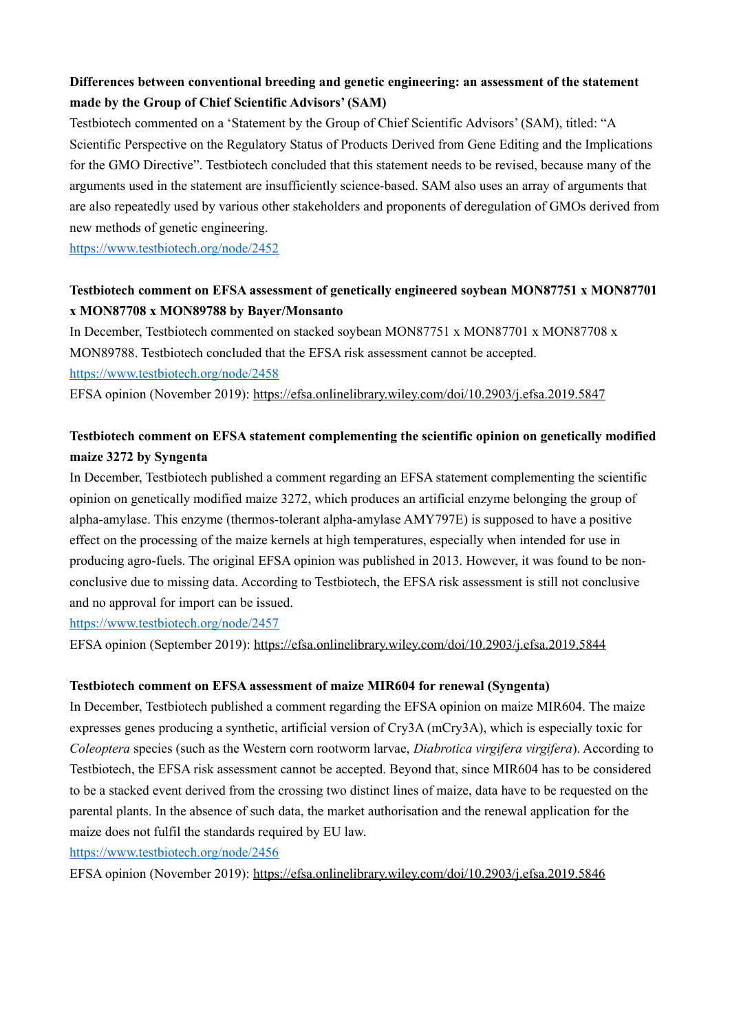**Differences between conventional breeding and genetic engineering: an assessment of the statement made by the Group of Chief Scientific Advisors' (SAM)**

Testbiotech commented on a 'Statement by the Group of Chief Scientific Advisors' (SAM), titled: "A Scientific Perspective on the Regulatory Status of Products Derived from Gene Editing and the Implications for the GMO Directive". Testbiotech concluded that this statement needs to be revised, because many of the arguments used in the statement are insufficiently science-based. SAM also uses an array of arguments that are also repeatedly used by various other stakeholders and proponents of deregulation of GMOs derived from new methods of genetic engineering.

https://www.testbiotech.org/node/2452

**Testbiotech comment on EFSA assessment of genetically engineered soybean MON87751 x MON87701 x MON87708 x MON89788 by Bayer/Monsanto**

In December, Testbiotech commented on stacked soybean MON87751 x MON87701 x MON87708 x MON89788. Testbiotech concluded that the EFSA risk assessment cannot be accepted.

https://www.testbiotech.org/node/2458

EFSA opinion (November 2019): https://efsa.onlinelibrary.wiley.com/doi/10.2903/j.efsa.2019.5847

**Testbiotech comment on EFSA statement complementing the scientific opinion on genetically modified maize 3272 by Syngenta**

In December, Testbiotech published a comment regarding an EFSA statement complementing the scientific opinion on genetically modified maize 3272, which produces an artificial enzyme belonging the group of alpha-amylase. This enzyme (thermos-tolerant alpha-amylase AMY797E) is supposed to have a positive effect on the processing of the maize kernels at high temperatures, especially when intended for use in producing agro-fuels. The original EFSA opinion was published in 2013. However, it was found to be non-conclusive due to missing data. According to Testbiotech, the EFSA risk assessment is still not conclusive and no approval for import can be issued.

https://www.testbiotech.org/node/2457

EFSA opinion (September 2019): https://efsa.onlinelibrary.wiley.com/doi/10.2903/j.efsa.2019.5844

**Testbiotech comment on EFSA assessment of maize MIR604 for renewal (Syngenta)**

In December, Testbiotech published a comment regarding the EFSA opinion on maize MIR604. The maize expresses genes producing a synthetic, artificial version of Cry3A (mCry3A), which is especially toxic for *Coleoptera* species (such as the Western corn rootworm larvae, *Diabrotica virgifera virgifera*). According to Testbiotech, the EFSA risk assessment cannot be accepted. Beyond that, since MIR604 has to be considered to be a stacked event derived from the crossing two distinct lines of maize, data have to be requested on the parental plants. In the absence of such data, the market authorisation and the renewal application for the maize does not fulfil the standards required by EU law.

https://www.testbiotech.org/node/2456

EFSA opinion (November 2019): https://efsa.onlinelibrary.wiley.com/doi/10.2903/j.efsa.2019.5846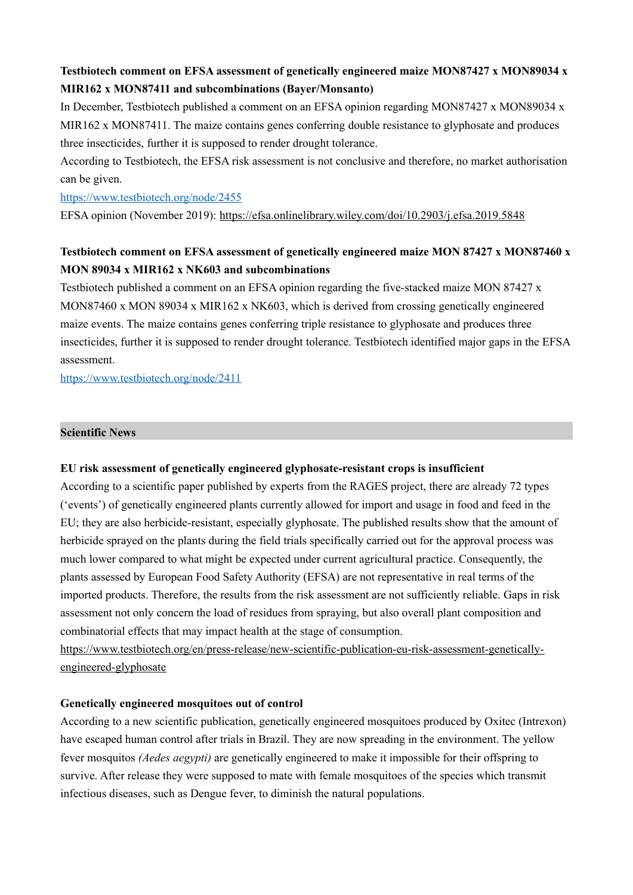**Testbiotech comment on EFSA assessment of genetically engineered maize MON87427 x MON89034 x MIR162 x MON87411 and subcombinations (Bayer/Monsanto)**

In December, Testbiotech published a comment on an EFSA opinion regarding MON87427 x MON89034 x MIR162 x MON87411. The maize contains genes conferring double resistance to glyphosate and produces three insecticides, further it is supposed to render drought tolerance.

According to Testbiotech, the EFSA risk assessment is not conclusive and therefore, no market authorisation can be given.

https://www.testbiotech.org/node/2455

EFSA opinion (November 2019): https://efsa.onlinelibrary.wiley.com/doi/10.2903/j.efsa.2019.5848

**Testbiotech comment on EFSA assessment of genetically engineered maize MON 87427 x MON87460 x MON 89034 x MIR162 x NK603 and subcombinations**

Testbiotech published a comment on an EFSA opinion regarding the five-stacked maize MON 87427 x MON87460 x MON 89034 x MIR162 x NK603, which is derived from crossing genetically engineered maize events. The maize contains genes conferring triple resistance to glyphosate and produces three insecticides, further it is supposed to render drought tolerance. Testbiotech identified major gaps in the EFSA assessment.

https://www.testbiotech.org/node/2411

## Scientific News

**EU risk assessment of genetically engineered glyphosate-resistant crops is insufficient**

According to a scientific paper published by experts from the RAGES project, there are already 72 types ('events') of genetically engineered plants currently allowed for import and usage in food and feed in the EU; they are also herbicide-resistant, especially glyphosate. The published results show that the amount of herbicide sprayed on the plants during the field trials specifically carried out for the approval process was much lower compared to what might be expected under current agricultural practice. Consequently, the plants assessed by European Food Safety Authority (EFSA) are not representative in real terms of the imported products. Therefore, the results from the risk assessment are not sufficiently reliable. Gaps in risk assessment not only concern the load of residues from spraying, but also overall plant composition and combinatorial effects that may impact health at the stage of consumption.

https://www.testbiotech.org/en/press-release/new-scientific-publication-eu-risk-assessment-genetically-engineered-glyphosate

**Genetically engineered mosquitoes out of control**

According to a new scientific publication, genetically engineered mosquitoes produced by Oxitec (Intrexon) have escaped human control after trials in Brazil. They are now spreading in the environment. The yellow fever mosquitos *(Aedes aegypti)* are genetically engineered to make it impossible for their offspring to survive. After release they were supposed to mate with female mosquitoes of the species which transmit infectious diseases, such as Dengue fever, to diminish the natural populations.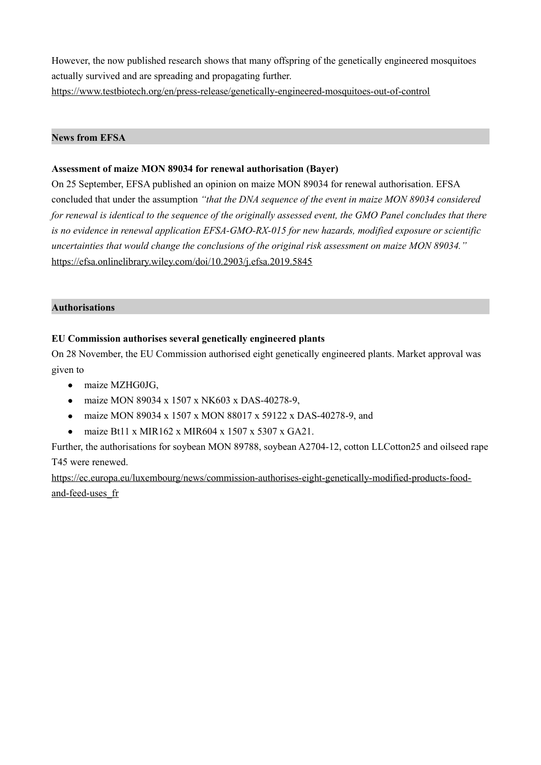However, the now published research shows that many offspring of the genetically engineered mosquitoes actually survived and are spreading and propagating further.
https://www.testbiotech.org/en/press-release/genetically-engineered-mosquitoes-out-of-control

## News from EFSA

### Assessment of maize MON 89034 for renewal authorisation (Bayer)

On 25 September, EFSA published an opinion on maize MON 89034 for renewal authorisation. EFSA concluded that under the assumption *"that the DNA sequence of the event in maize MON 89034 considered for renewal is identical to the sequence of the originally assessed event, the GMO Panel concludes that there is no evidence in renewal application EFSA-GMO-RX-015 for new hazards, modified exposure or scientific uncertainties that would change the conclusions of the original risk assessment on maize MON 89034."*
https://efsa.onlinelibrary.wiley.com/doi/10.2903/j.efsa.2019.5845

## Authorisations

### EU Commission authorises several genetically engineered plants

On 28 November, the EU Commission authorised eight genetically engineered plants. Market approval was given to

- maize MZHG0JG,
- maize MON 89034 x 1507 x NK603 x DAS-40278-9,
- maize MON 89034 x 1507 x MON 88017 x 59122 x DAS-40278-9, and
- maize Bt11 x MIR162 x MIR604 x 1507 x 5307 x GA21.

Further, the authorisations for soybean MON 89788, soybean A2704-12, cotton LLCotton25 and oilseed rape T45 were renewed.
https://ec.europa.eu/luxembourg/news/commission-authorises-eight-genetically-modified-products-food-and-feed-uses_fr